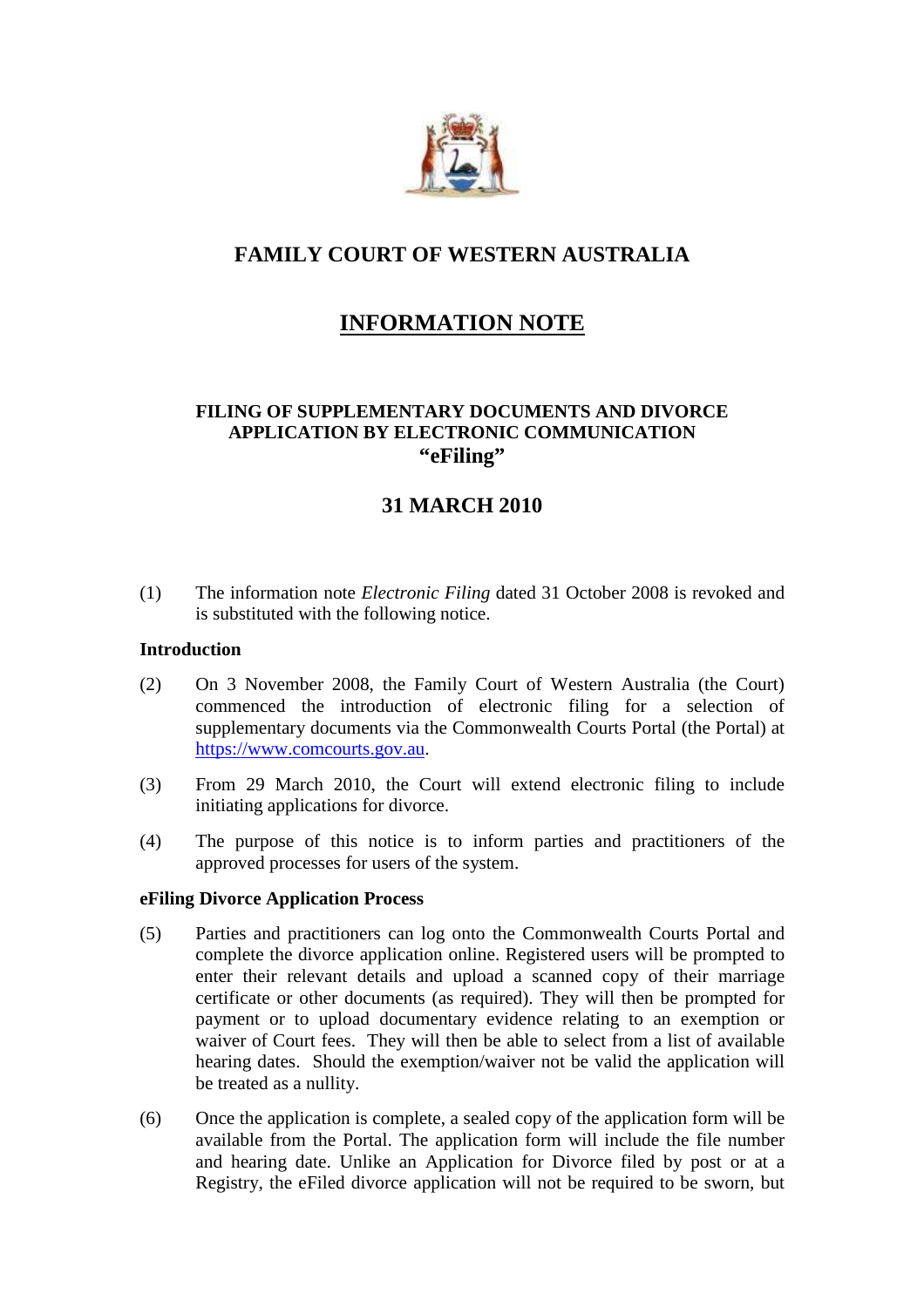# FAMILY COURT OF WESTERN AUSTRALIA

## INFORMATION NOTE

### FILING OF SUPPLEMENTARY DOCUMENTS AND DIVORCE APPLICATION BY ELECTRONIC COMMUNICATION "eFiling"

## 31 MARCH 2010

(1) The information note *Electronic Filing* dated 31 October 2008 is revoked and is substituted with the following notice.

**Introduction**

(2) On 3 November 2008, the Family Court of Western Australia (the Court) commenced the introduction of electronic filing for a selection of supplementary documents via the Commonwealth Courts Portal (the Portal) at https://www.comcourts.gov.au.

(3) From 29 March 2010, the Court will extend electronic filing to include initiating applications for divorce.

(4) The purpose of this notice is to inform parties and practitioners of the approved processes for users of the system.

**eFiling Divorce Application Process**

(5) Parties and practitioners can log onto the Commonwealth Courts Portal and complete the divorce application online. Registered users will be prompted to enter their relevant details and upload a scanned copy of their marriage certificate or other documents (as required). They will then be prompted for payment or to upload documentary evidence relating to an exemption or waiver of Court fees. They will then be able to select from a list of available hearing dates. Should the exemption/waiver not be valid the application will be treated as a nullity.

(6) Once the application is complete, a sealed copy of the application form will be available from the Portal. The application form will include the file number and hearing date. Unlike an Application for Divorce filed by post or at a Registry, the eFiled divorce application will not be required to be sworn, but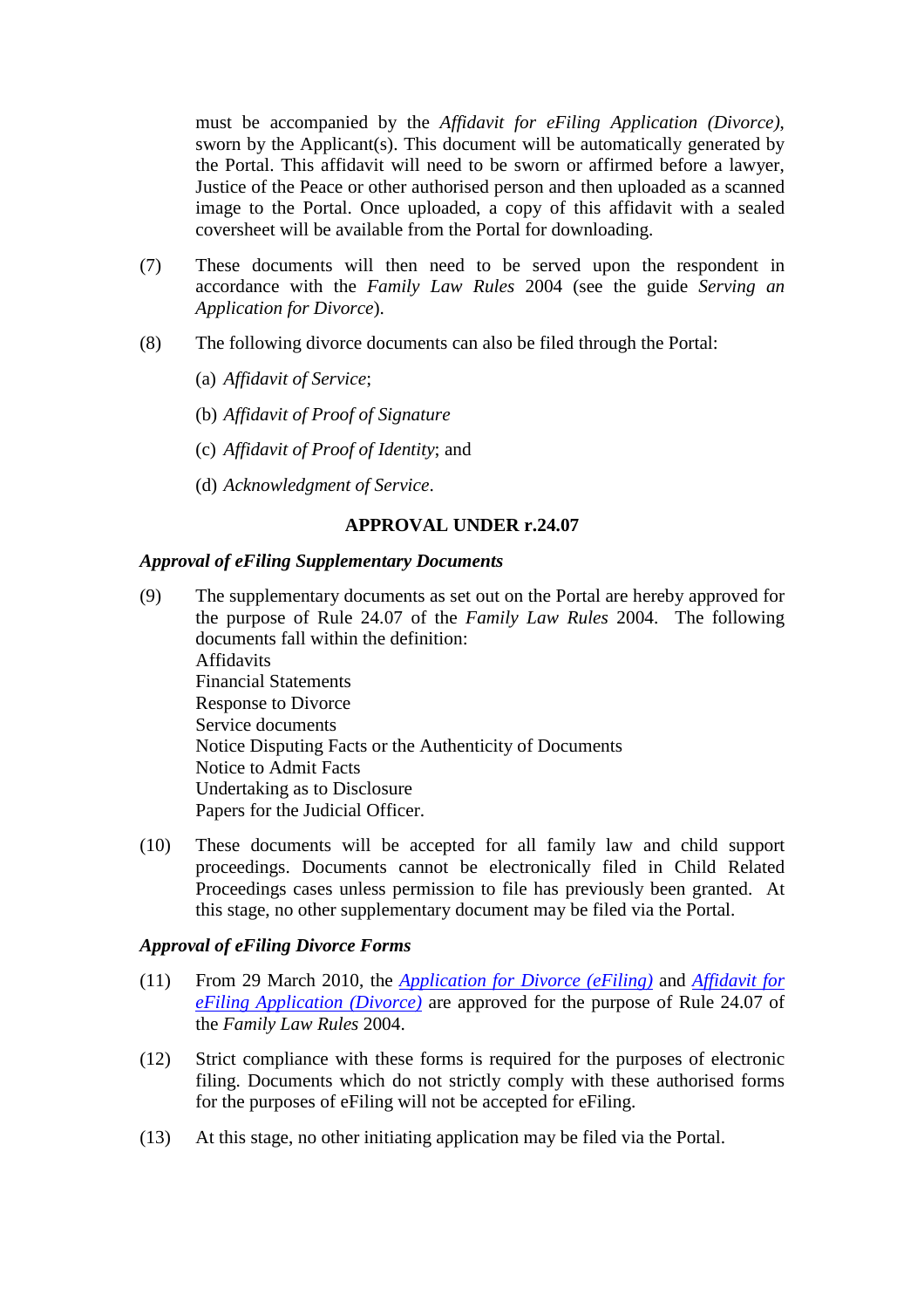must be accompanied by the *Affidavit for eFiling Application (Divorce)*, sworn by the Applicant(s). This document will be automatically generated by the Portal. This affidavit will need to be sworn or affirmed before a lawyer, Justice of the Peace or other authorised person and then uploaded as a scanned image to the Portal. Once uploaded, a copy of this affidavit with a sealed coversheet will be available from the Portal for downloading.

(7) These documents will then need to be served upon the respondent in accordance with the *Family Law Rules* 2004 (see the guide *Serving an Application for Divorce*).

(8) The following divorce documents can also be filed through the Portal:

(a) *Affidavit of Service*;

(b) *Affidavit of Proof of Signature*

(c) *Affidavit of Proof of Identity*; and

(d) *Acknowledgment of Service*.

**APPROVAL UNDER r.24.07**

***Approval of eFiling Supplementary Documents***

(9) The supplementary documents as set out on the Portal are hereby approved for the purpose of Rule 24.07 of the *Family Law Rules* 2004. The following documents fall within the definition:
Affidavits
Financial Statements
Response to Divorce
Service documents
Notice Disputing Facts or the Authenticity of Documents
Notice to Admit Facts
Undertaking as to Disclosure
Papers for the Judicial Officer.

(10) These documents will be accepted for all family law and child support proceedings. Documents cannot be electronically filed in Child Related Proceedings cases unless permission to file has previously been granted. At this stage, no other supplementary document may be filed via the Portal.

***Approval of eFiling Divorce Forms***

(11) From 29 March 2010, the *Application for Divorce (eFiling)* and *Affidavit for eFiling Application (Divorce)* are approved for the purpose of Rule 24.07 of the *Family Law Rules* 2004.

(12) Strict compliance with these forms is required for the purposes of electronic filing. Documents which do not strictly comply with these authorised forms for the purposes of eFiling will not be accepted for eFiling.

(13) At this stage, no other initiating application may be filed via the Portal.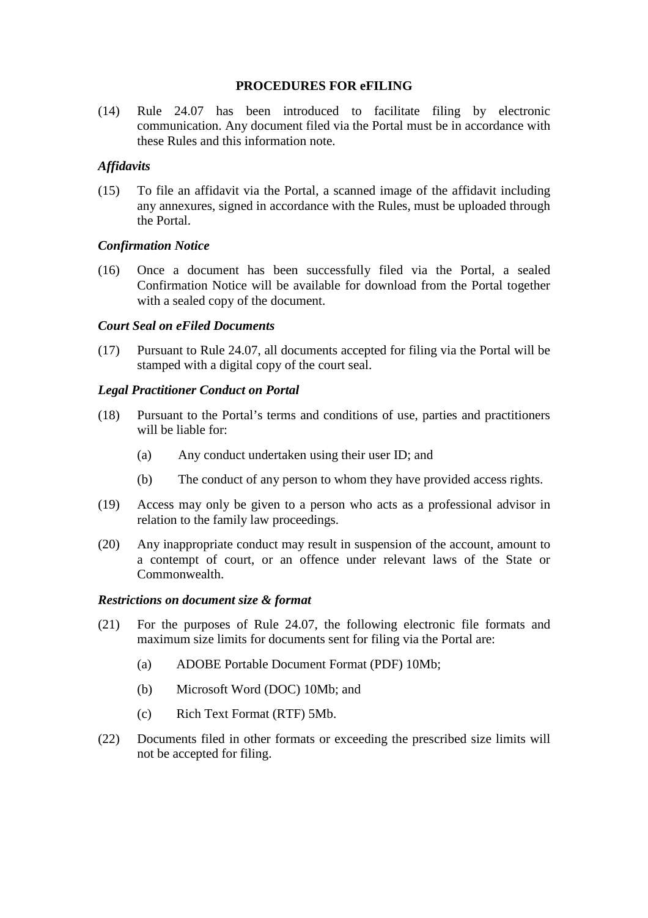## PROCEDURES FOR eFILING

(14) Rule 24.07 has been introduced to facilitate filing by electronic communication. Any document filed via the Portal must be in accordance with these Rules and this information note.

### *Affidavits*

(15) To file an affidavit via the Portal, a scanned image of the affidavit including any annexures, signed in accordance with the Rules, must be uploaded through the Portal.

### *Confirmation Notice*

(16) Once a document has been successfully filed via the Portal, a sealed Confirmation Notice will be available for download from the Portal together with a sealed copy of the document.

### *Court Seal on eFiled Documents*

(17) Pursuant to Rule 24.07, all documents accepted for filing via the Portal will be stamped with a digital copy of the court seal.

### *Legal Practitioner Conduct on Portal*

(18) Pursuant to the Portal's terms and conditions of use, parties and practitioners will be liable for:

- (a) Any conduct undertaken using their user ID; and
- (b) The conduct of any person to whom they have provided access rights.

(19) Access may only be given to a person who acts as a professional advisor in relation to the family law proceedings.

(20) Any inappropriate conduct may result in suspension of the account, amount to a contempt of court, or an offence under relevant laws of the State or Commonwealth.

### *Restrictions on document size & format*

(21) For the purposes of Rule 24.07, the following electronic file formats and maximum size limits for documents sent for filing via the Portal are:

- (a) ADOBE Portable Document Format (PDF) 10Mb;
- (b) Microsoft Word (DOC) 10Mb; and
- (c) Rich Text Format (RTF) 5Mb.

(22) Documents filed in other formats or exceeding the prescribed size limits will not be accepted for filing.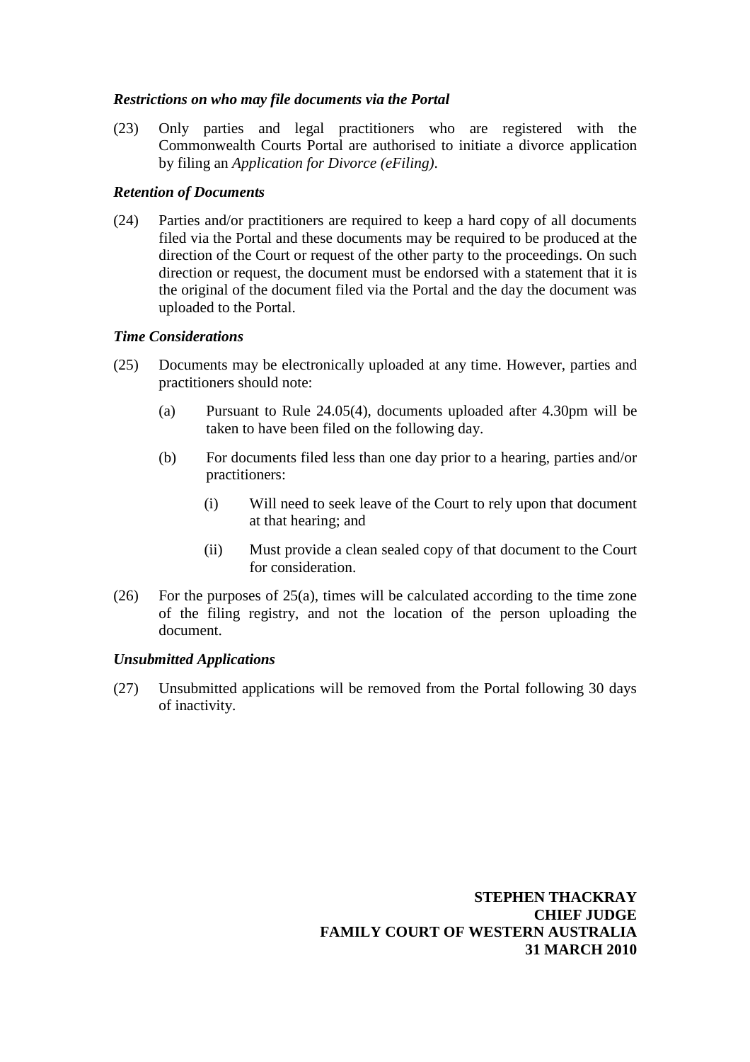***Restrictions on who may file documents via the Portal***

(23) Only parties and legal practitioners who are registered with the Commonwealth Courts Portal are authorised to initiate a divorce application by filing an *Application for Divorce (eFiling)*.

***Retention of Documents***

(24) Parties and/or practitioners are required to keep a hard copy of all documents filed via the Portal and these documents may be required to be produced at the direction of the Court or request of the other party to the proceedings. On such direction or request, the document must be endorsed with a statement that it is the original of the document filed via the Portal and the day the document was uploaded to the Portal.

***Time Considerations***

(25) Documents may be electronically uploaded at any time. However, parties and practitioners should note:

- (a) Pursuant to Rule 24.05(4), documents uploaded after 4.30pm will be taken to have been filed on the following day.
- (b) For documents filed less than one day prior to a hearing, parties and/or practitioners:
  - (i) Will need to seek leave of the Court to rely upon that document at that hearing; and
  - (ii) Must provide a clean sealed copy of that document to the Court for consideration.

(26) For the purposes of 25(a), times will be calculated according to the time zone of the filing registry, and not the location of the person uploading the document.

***Unsubmitted Applications***

(27) Unsubmitted applications will be removed from the Portal following 30 days of inactivity.

**STEPHEN THACKRAY**
**CHIEF JUDGE**
**FAMILY COURT OF WESTERN AUSTRALIA**
**31 MARCH 2010**